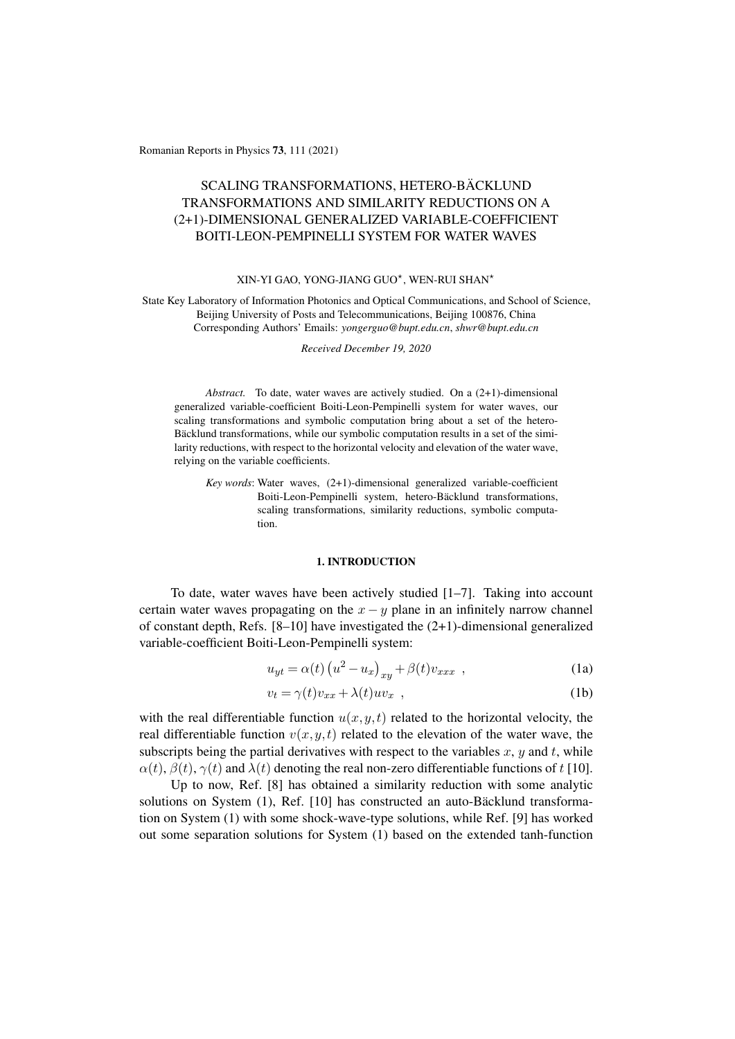# SCALING TRANSFORMATIONS, HETERO-BÄCKLUND TRANSFORMATIONS AND SIMILARITY REDUCTIONS ON A (2+1)-DIMENSIONAL GENERALIZED VARIABLE-COEFFICIENT BOITI-LEON-PEMPINELLI SYSTEM FOR WATER WAVES

XIN-YI GAO, YONG-JIANG GUO*, WEN-RUI SHAN*

State Key Laboratory of Information Photonics and Optical Communications, and School of Science, Beijing University of Posts and Telecommunications, Beijing 100876, China
Corresponding Authors' Emails: *yongerguo@bupt.edu.cn*, *shwr@bupt.edu.cn*

*Received December 19, 2020*

*Abstract.* To date, water waves are actively studied. On a (2+1)-dimensional generalized variable-coefficient Boiti-Leon-Pempinelli system for water waves, our scaling transformations and symbolic computation bring about a set of the hetero-Bäcklund transformations, while our symbolic computation results in a set of the similarity reductions, with respect to the horizontal velocity and elevation of the water wave, relying on the variable coefficients.

*Key words*: Water waves, (2+1)-dimensional generalized variable-coefficient Boiti-Leon-Pempinelli system, hetero-Bäcklund transformations, scaling transformations, similarity reductions, symbolic computation.

## 1. INTRODUCTION

To date, water waves have been actively studied [1–7]. Taking into account certain water waves propagating on the $x-y$ plane in an infinitely narrow channel of constant depth, Refs. [8–10] have investigated the (2+1)-dimensional generalized variable-coefficient Boiti-Leon-Pempinelli system:

$$u_{yt} = \alpha(t)\left(u^2 - u_x\right)_{xy} + \beta(t)v_{xxx} \ , \tag{1a}$$

$$v_t = \gamma(t)v_{xx} + \lambda(t)uv_x \ , \tag{1b}$$

with the real differentiable function $u(x,y,t)$ related to the horizontal velocity, the real differentiable function $v(x,y,t)$ related to the elevation of the water wave, the subscripts being the partial derivatives with respect to the variables $x$, $y$ and $t$, while $\alpha(t)$, $\beta(t)$, $\gamma(t)$ and $\lambda(t)$ denoting the real non-zero differentiable functions of $t$ [10].

Up to now, Ref. [8] has obtained a similarity reduction with some analytic solutions on System (1), Ref. [10] has constructed an auto-Bäcklund transformation on System (1) with some shock-wave-type solutions, while Ref. [9] has worked out some separation solutions for System (1) based on the extended tanh-function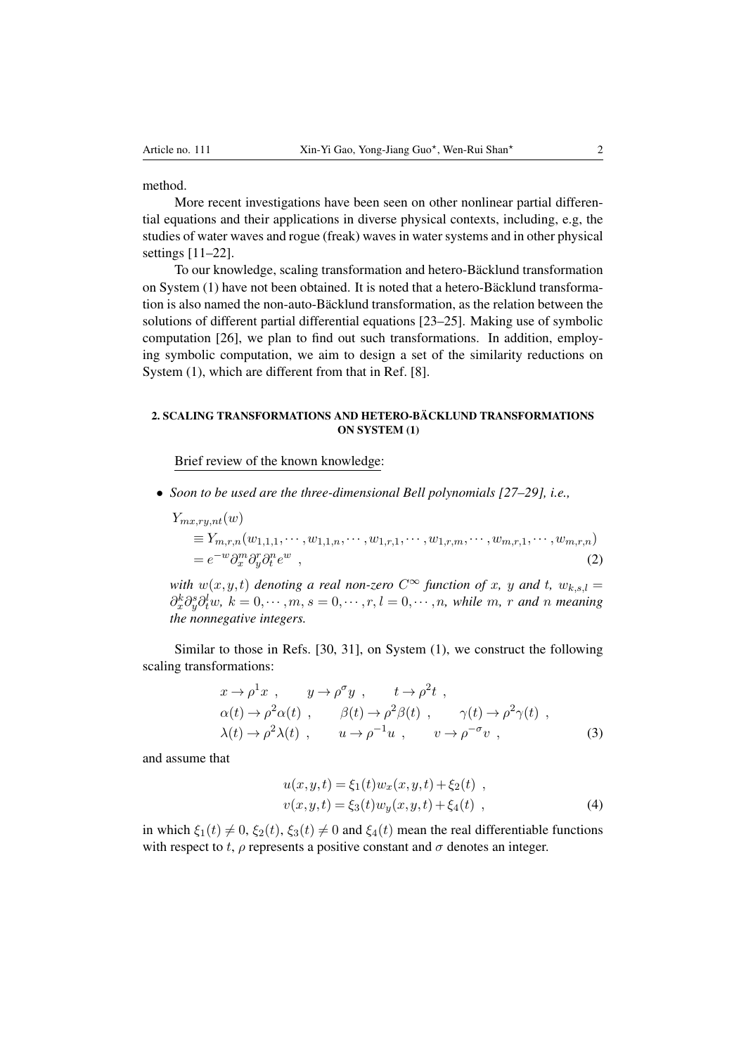method.

More recent investigations have been seen on other nonlinear partial differential equations and their applications in diverse physical contexts, including, e.g, the studies of water waves and rogue (freak) waves in water systems and in other physical settings [11–22].

To our knowledge, scaling transformation and hetero-Bäcklund transformation on System (1) have not been obtained. It is noted that a hetero-Bäcklund transformation is also named the non-auto-Bäcklund transformation, as the relation between the solutions of different partial differential equations [23–25]. Making use of symbolic computation [26], we plan to find out such transformations. In addition, employing symbolic computation, we aim to design a set of the similarity reductions on System (1), which are different from that in Ref. [8].

## 2. SCALING TRANSFORMATIONS AND HETERO-BÄCKLUND TRANSFORMATIONS ON SYSTEM (1)

Brief review of the known knowledge:

- *Soon to be used are the three-dimensional Bell polynomials [27–29], i.e.,*

$$
\begin{aligned}
&Y_{mx,ry,nt}(w) \\
&\quad \equiv Y_{m,r,n}(w_{1,1,1},\cdots,w_{1,1,n},\cdots,w_{1,r,1},\cdots,w_{1,r,m},\cdots,w_{m,r,1},\cdots,w_{m,r,n}) \\
&\quad = e^{-w}\partial_x^m \partial_y^r \partial_t^n e^w \ , \qquad (2)
\end{aligned}
$$

*with $w(x,y,t)$ denoting a real non-zero $C^\infty$ function of $x$, $y$ and $t$, $w_{k,s,l} = \partial_x^k \partial_y^s \partial_t^l w$, $k = 0,\cdots,m$, $s = 0,\cdots,r$, $l = 0,\cdots,n$, while $m$, $r$ and $n$ meaning the nonnegative integers.*

Similar to those in Refs. [30, 31], on System (1), we construct the following scaling transformations:

$$
\begin{aligned}
&x \to \rho^1 x \ , \qquad y \to \rho^\sigma y \ , \qquad t \to \rho^2 t \ , \\
&\alpha(t) \to \rho^2 \alpha(t) \ , \qquad \beta(t) \to \rho^2 \beta(t) \ , \qquad \gamma(t) \to \rho^2 \gamma(t) \ , \\
&\lambda(t) \to \rho^2 \lambda(t) \ , \qquad u \to \rho^{-1} u \ , \qquad v \to \rho^{-\sigma} v \ , \qquad (3)
\end{aligned}
$$

and assume that

$$
\begin{aligned}
u(x,y,t) &= \xi_1(t) w_x(x,y,t) + \xi_2(t) \ , \\
v(x,y,t) &= \xi_3(t) w_y(x,y,t) + \xi_4(t) \ , \qquad (4)
\end{aligned}
$$

in which $\xi_1(t) \neq 0$, $\xi_2(t)$, $\xi_3(t) \neq 0$ and $\xi_4(t)$ mean the real differentiable functions with respect to $t$, $\rho$ represents a positive constant and $\sigma$ denotes an integer.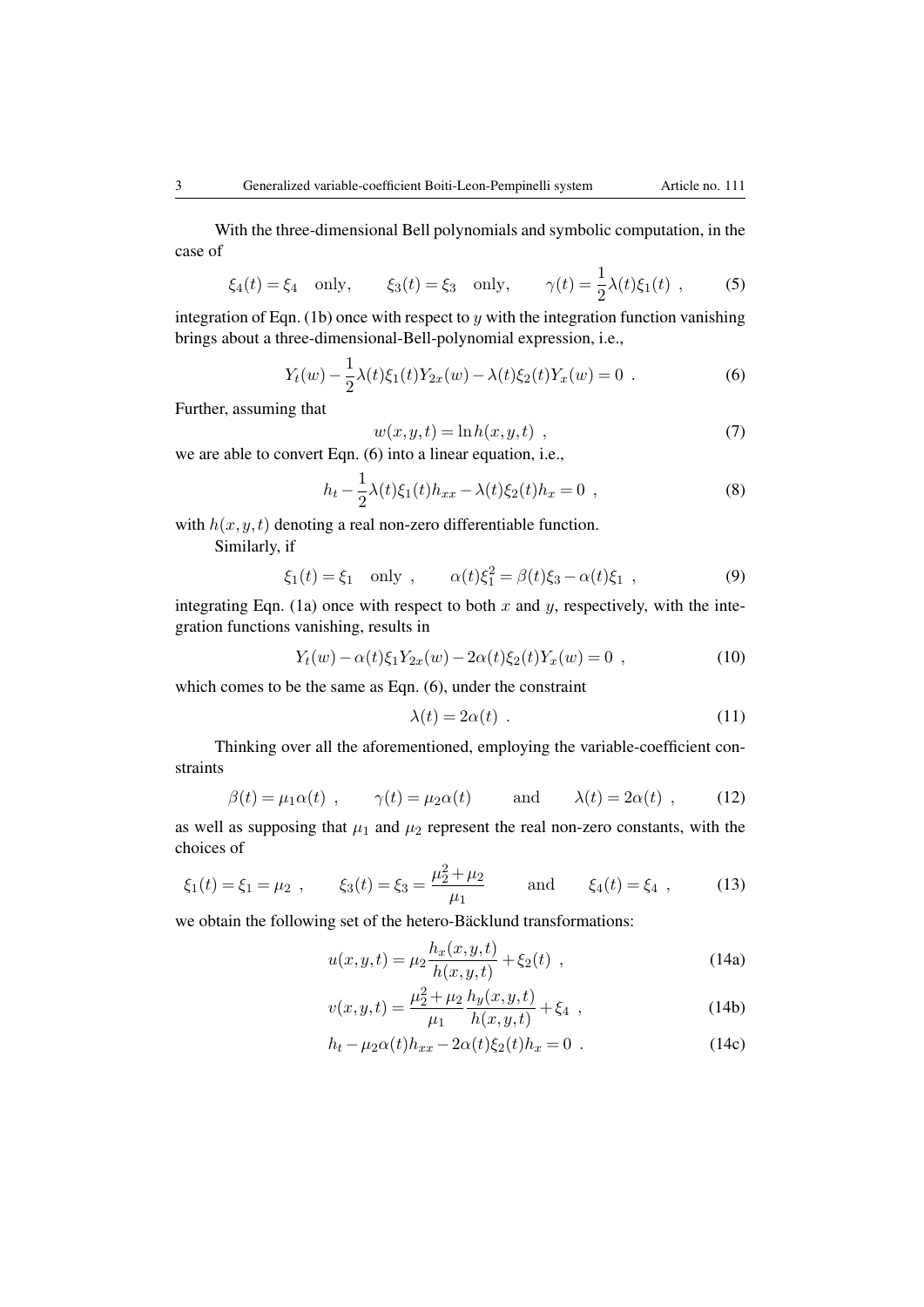With the three-dimensional Bell polynomials and symbolic computation, in the case of

$$\xi_4(t) = \xi_4 \quad \text{only}, \qquad \xi_3(t) = \xi_3 \quad \text{only}, \qquad \gamma(t) = \frac{1}{2}\lambda(t)\xi_1(t) \ , \tag{5}$$

integration of Eqn. (1b) once with respect to $y$ with the integration function vanishing brings about a three-dimensional-Bell-polynomial expression, i.e.,

$$Y_t(w) - \frac{1}{2}\lambda(t)\xi_1(t)Y_{2x}(w) - \lambda(t)\xi_2(t)Y_x(w) = 0 \ . \tag{6}$$

Further, assuming that

$$w(x,y,t) = \ln h(x,y,t) \ , \tag{7}$$

we are able to convert Eqn. (6) into a linear equation, i.e.,

$$h_t - \frac{1}{2}\lambda(t)\xi_1(t)h_{xx} - \lambda(t)\xi_2(t)h_x = 0 \ , \tag{8}$$

with $h(x,y,t)$ denoting a real non-zero differentiable function.

Similarly, if

$$\xi_1(t) = \xi_1 \quad \text{only} \ , \qquad \alpha(t)\xi_1^2 = \beta(t)\xi_3 - \alpha(t)\xi_1 \ , \tag{9}$$

integrating Eqn. (1a) once with respect to both $x$ and $y$, respectively, with the integration functions vanishing, results in

$$Y_t(w) - \alpha(t)\xi_1 Y_{2x}(w) - 2\alpha(t)\xi_2(t)Y_x(w) = 0 \ , \tag{10}$$

which comes to be the same as Eqn. (6), under the constraint

$$\lambda(t) = 2\alpha(t) \ . \tag{11}$$

Thinking over all the aforementioned, employing the variable-coefficient constraints

$$\beta(t) = \mu_1\alpha(t) \ , \qquad \gamma(t) = \mu_2\alpha(t) \qquad \text{and} \qquad \lambda(t) = 2\alpha(t) \ , \tag{12}$$

as well as supposing that $\mu_1$ and $\mu_2$ represent the real non-zero constants, with the choices of

$$\xi_1(t) = \xi_1 = \mu_2 \ , \qquad \xi_3(t) = \xi_3 = \frac{\mu_2^2 + \mu_2}{\mu_1} \qquad \text{and} \qquad \xi_4(t) = \xi_4 \ , \tag{13}$$

we obtain the following set of the hetero-Bäcklund transformations:

$$u(x,y,t) = \mu_2 \frac{h_x(x,y,t)}{h(x,y,t)} + \xi_2(t) \ , \tag{14a}$$

$$v(x,y,t) = \frac{\mu_2^2 + \mu_2}{\mu_1}\frac{h_y(x,y,t)}{h(x,y,t)} + \xi_4 \ , \tag{14b}$$

$$h_t - \mu_2\alpha(t)h_{xx} - 2\alpha(t)\xi_2(t)h_x = 0 \ . \tag{14c}$$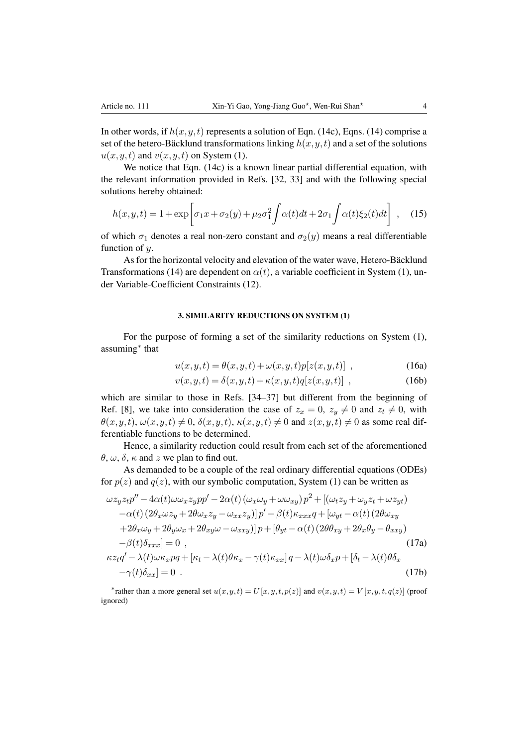In other words, if $h(x,y,t)$ represents a solution of Eqn. (14c), Eqns. (14) comprise a set of the hetero-Bäcklund transformations linking $h(x,y,t)$ and a set of the solutions $u(x,y,t)$ and $v(x,y,t)$ on System (1).

We notice that Eqn. (14c) is a known linear partial differential equation, with the relevant information provided in Refs. [32, 33] and with the following special solutions hereby obtained:

$$h(x,y,t) = 1 + \exp\left[\sigma_1 x + \sigma_2(y) + \mu_2 \sigma_1^2 \int \alpha(t) dt + 2\sigma_1 \int \alpha(t) \xi_2(t) dt\right] \ , \quad (15)$$

of which $\sigma_1$ denotes a real non-zero constant and $\sigma_2(y)$ means a real differentiable function of $y$.

As for the horizontal velocity and elevation of the water wave, Hetero-Bäcklund Transformations (14) are dependent on $\alpha(t)$, a variable coefficient in System (1), under Variable-Coefficient Constraints (12).

## 3. SIMILARITY REDUCTIONS ON SYSTEM (1)

For the purpose of forming a set of the similarity reductions on System (1), assuming* that

$$u(x,y,t) = \theta(x,y,t) + \omega(x,y,t) p[z(x,y,t)] \ , \quad (16a)$$

$$v(x,y,t) = \delta(x,y,t) + \kappa(x,y,t) q[z(x,y,t)] \ , \quad (16b)$$

which are similar to those in Refs. [34–37] but different from the beginning of Ref. [8], we take into consideration the case of $z_x = 0$, $z_y \neq 0$ and $z_t \neq 0$, with $\theta(x,y,t)$, $\omega(x,y,t) \neq 0$, $\delta(x,y,t)$, $\kappa(x,y,t) \neq 0$ and $z(x,y,t) \neq 0$ as some real differentiable functions to be determined.

Hence, a similarity reduction could result from each set of the aforementioned $\theta$, $\omega$, $\delta$, $\kappa$ and $z$ we plan to find out.

As demanded to be a couple of the real ordinary differential equations (ODEs) for $p(z)$ and $q(z)$, with our symbolic computation, System (1) can be written as

$$\begin{aligned}
&\omega z_y z_t p'' - 4\alpha(t)\omega\omega_x z_y p p' - 2\alpha(t)\left(\omega_x \omega_y + \omega\omega_{xy}\right) p^2 + \left[(\omega_t z_y + \omega_y z_t + \omega z_{yt})\right. \\
&\left. -\alpha(t)\left(2\theta_x \omega z_y + 2\theta\omega_x z_y - \omega_{xx} z_y\right)\right] p' - \beta(t)\kappa_{xxx} q + \left[\omega_{yt} - \alpha(t)\left(2\theta\omega_{xy}\right.\right. \\
&\left.\left. + 2\theta_x \omega_y + 2\theta_y \omega_x + 2\theta_{xy}\omega - \omega_{xxy}\right)\right] p + \left[\theta_{yt} - \alpha(t)\left(2\theta\theta_{xy} + 2\theta_x \theta_y - \theta_{xxy}\right)\right. \\
&\left. - \beta(t)\delta_{xxx}\right] = 0 \ ,
\end{aligned} \quad (17a)$$

$$\begin{aligned}
&\kappa z_t q' - \lambda(t)\omega\kappa_x p q + \left[\kappa_t - \lambda(t)\theta\kappa_x - \gamma(t)\kappa_{xx}\right] q - \lambda(t)\omega\delta_x p + \left[\delta_t - \lambda(t)\theta\delta_x\right. \\
&\left. - \gamma(t)\delta_{xx}\right] = 0 \ .
\end{aligned} \quad (17b)$$

*rather than a more general set $u(x,y,t) = U[x,y,t,p(z)]$ and $v(x,y,t) = V[x,y,t,q(z)]$ (proof ignored)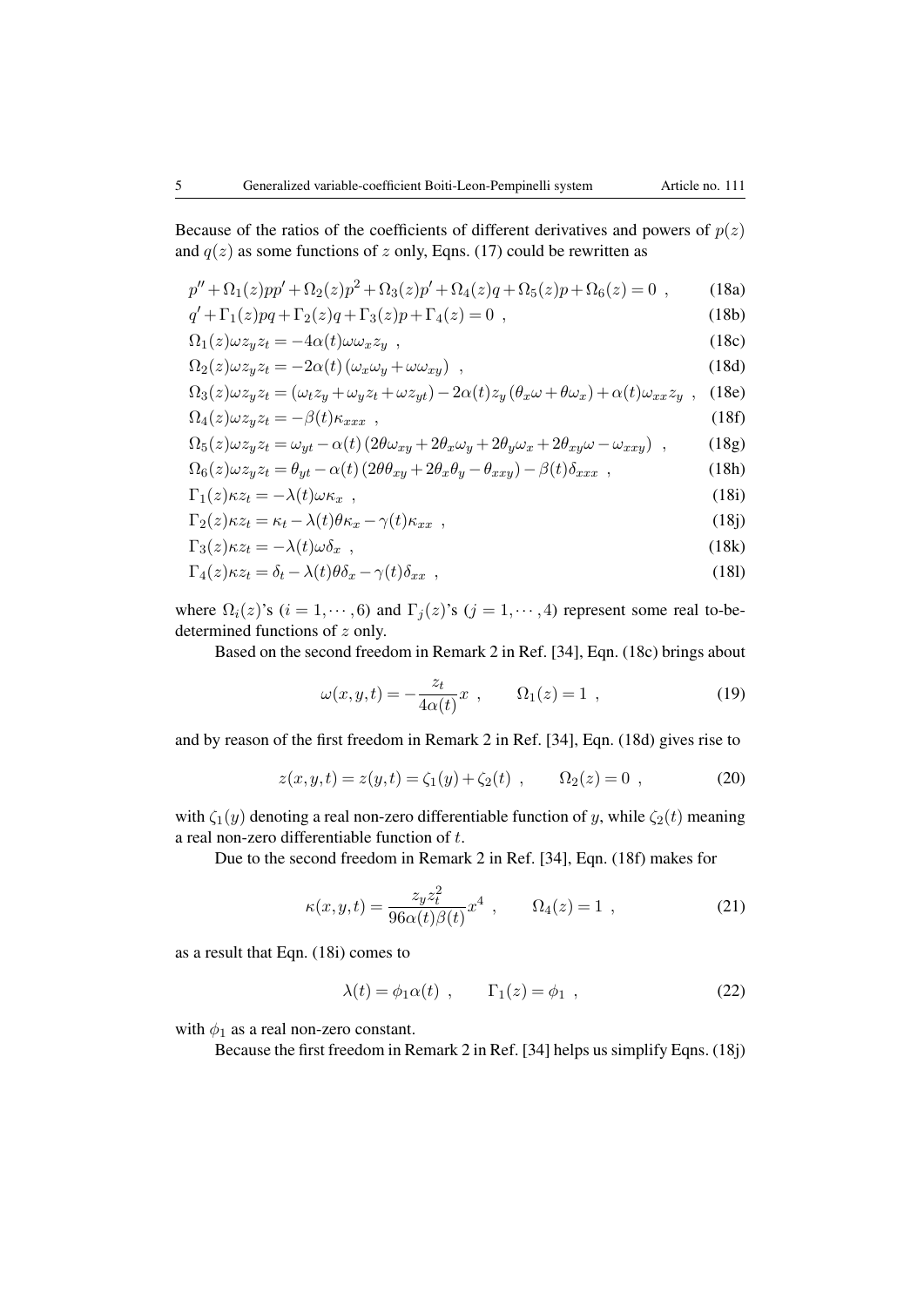Because of the ratios of the coefficients of different derivatives and powers of $p(z)$ and $q(z)$ as some functions of $z$ only, Eqns. (17) could be rewritten as

$$p'' + \Omega_1(z) p p' + \Omega_2(z) p^2 + \Omega_3(z) p' + \Omega_4(z) q + \Omega_5(z) p + \Omega_6(z) = 0 \ , \tag{18a}$$

$$q' + \Gamma_1(z) p q + \Gamma_2(z) q + \Gamma_3(z) p + \Gamma_4(z) = 0 \ , \tag{18b}$$

$$\Omega_1(z) \omega z_y z_t = -4\alpha(t) \omega \omega_x z_y \ , \tag{18c}$$

$$\Omega_2(z) \omega z_y z_t = -2\alpha(t) \left( \omega_x \omega_y + \omega \omega_{xy} \right) \ , \tag{18d}$$

$$\Omega_3(z) \omega z_y z_t = \left( \omega_t z_y + \omega_y z_t + \omega z_{yt} \right) - 2\alpha(t) z_y \left( \theta_x \omega + \theta \omega_x \right) + \alpha(t) \omega_{xx} z_y \ , \tag{18e}$$

$$\Omega_4(z) \omega z_y z_t = -\beta(t) \kappa_{xxx} \ , \tag{18f}$$

$$\Omega_5(z) \omega z_y z_t = \omega_{yt} - \alpha(t) \left( 2\theta \omega_{xy} + 2\theta_x \omega_y + 2\theta_y \omega_x + 2\theta_{xy} \omega - \omega_{xxy} \right) \ , \tag{18g}$$

$$\Omega_6(z) \omega z_y z_t = \theta_{yt} - \alpha(t) \left( 2\theta \theta_{xy} + 2\theta_x \theta_y - \theta_{xxy} \right) - \beta(t) \delta_{xxx} \ , \tag{18h}$$

$$\Gamma_1(z) \kappa z_t = -\lambda(t) \omega \kappa_x \ , \tag{18i}$$

$$\Gamma_2(z) \kappa z_t = \kappa_t - \lambda(t) \theta \kappa_x - \gamma(t) \kappa_{xx} \ , \tag{18j}$$

$$\Gamma_3(z) \kappa z_t = -\lambda(t) \omega \delta_x \ , \tag{18k}$$

$$\Gamma_4(z) \kappa z_t = \delta_t - \lambda(t) \theta \delta_x - \gamma(t) \delta_{xx} \ , \tag{18l}$$

where $\Omega_i(z)$'s $(i = 1, \cdots, 6)$ and $\Gamma_j(z)$'s $(j = 1, \cdots, 4)$ represent some real to-be-determined functions of $z$ only.

Based on the second freedom in Remark 2 in Ref. [34], Eqn. (18c) brings about

$$\omega(x, y, t) = -\frac{z_t}{4\alpha(t)} x \ , \qquad \Omega_1(z) = 1 \ , \tag{19}$$

and by reason of the first freedom in Remark 2 in Ref. [34], Eqn. (18d) gives rise to

$$z(x, y, t) = z(y, t) = \zeta_1(y) + \zeta_2(t) \ , \qquad \Omega_2(z) = 0 \ , \tag{20}$$

with $\zeta_1(y)$ denoting a real non-zero differentiable function of $y$, while $\zeta_2(t)$ meaning a real non-zero differentiable function of $t$.

Due to the second freedom in Remark 2 in Ref. [34], Eqn. (18f) makes for

$$\kappa(x, y, t) = \frac{z_y z_t^2}{96\alpha(t)\beta(t)} x^4 \ , \qquad \Omega_4(z) = 1 \ , \tag{21}$$

as a result that Eqn. (18i) comes to

$$\lambda(t) = \phi_1 \alpha(t) \ , \qquad \Gamma_1(z) = \phi_1 \ , \tag{22}$$

with $\phi_1$ as a real non-zero constant.

Because the first freedom in Remark 2 in Ref. [34] helps us simplify Eqns. (18j)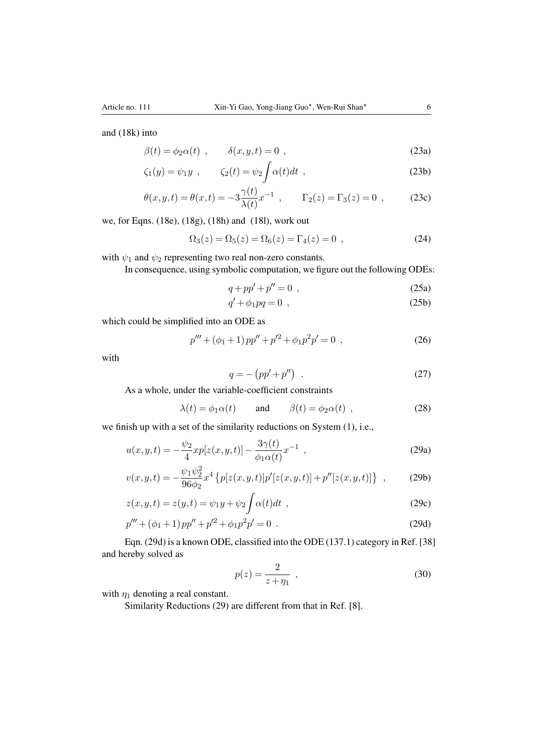and (18k) into

$$\beta(t) = \phi_2 \alpha(t) \ , \qquad \delta(x,y,t) = 0 \ , \tag{23a}$$

$$\zeta_1(y) = \psi_1 y \ , \qquad \zeta_2(t) = \psi_2 \int \alpha(t) dt \ , \tag{23b}$$

$$\theta(x,y,t) = \theta(x,t) = -3\frac{\gamma(t)}{\lambda(t)} x^{-1} \ , \qquad \Gamma_2(z) = \Gamma_3(z) = 0 \ , \tag{23c}$$

we, for Eqns. (18e), (18g), (18h) and (18l), work out

$$\Omega_3(z) = \Omega_5(z) = \Omega_6(z) = \Gamma_4(z) = 0 \ , \tag{24}$$

with $\psi_1$ and $\psi_2$ representing two real non-zero constants.

In consequence, using symbolic computation, we figure out the following ODEs:

$$q + pp' + p'' = 0 \ , \tag{25a}$$

$$q' + \phi_1 pq = 0 \ , \tag{25b}$$

which could be simplified into an ODE as

$$p''' + (\phi_1 + 1) pp'' + p'^2 + \phi_1 p^2 p' = 0 \ , \tag{26}$$

with

$$q = -\left(pp' + p''\right) \ . \tag{27}$$

As a whole, under the variable-coefficient constraints

$$\lambda(t) = \phi_1 \alpha(t) \qquad \text{and} \qquad \beta(t) = \phi_2 \alpha(t) \ , \tag{28}$$

we finish up with a set of the similarity reductions on System (1), i.e.,

$$u(x,y,t) = -\frac{\psi_2}{4} x p[z(x,y,t)] - \frac{3\gamma(t)}{\phi_1 \alpha(t)} x^{-1} \ , \tag{29a}$$

$$v(x,y,t) = -\frac{\psi_1 \psi_2^2}{96 \phi_2} x^4 \left\{ p[z(x,y,t)] p'[z(x,y,t)] + p''[z(x,y,t)] \right\} \ , \tag{29b}$$

$$z(x,y,t) = z(y,t) = \psi_1 y + \psi_2 \int \alpha(t) dt \ , \tag{29c}$$

$$p''' + (\phi_1 + 1) pp'' + p'^2 + \phi_1 p^2 p' = 0 \ . \tag{29d}$$

Eqn. (29d) is a known ODE, classified into the ODE (137.1) category in Ref. [38] and hereby solved as

$$p(z) = \frac{2}{z + \eta_1} \ , \tag{30}$$

with $\eta_1$ denoting a real constant.

Similarity Reductions (29) are different from that in Ref. [8].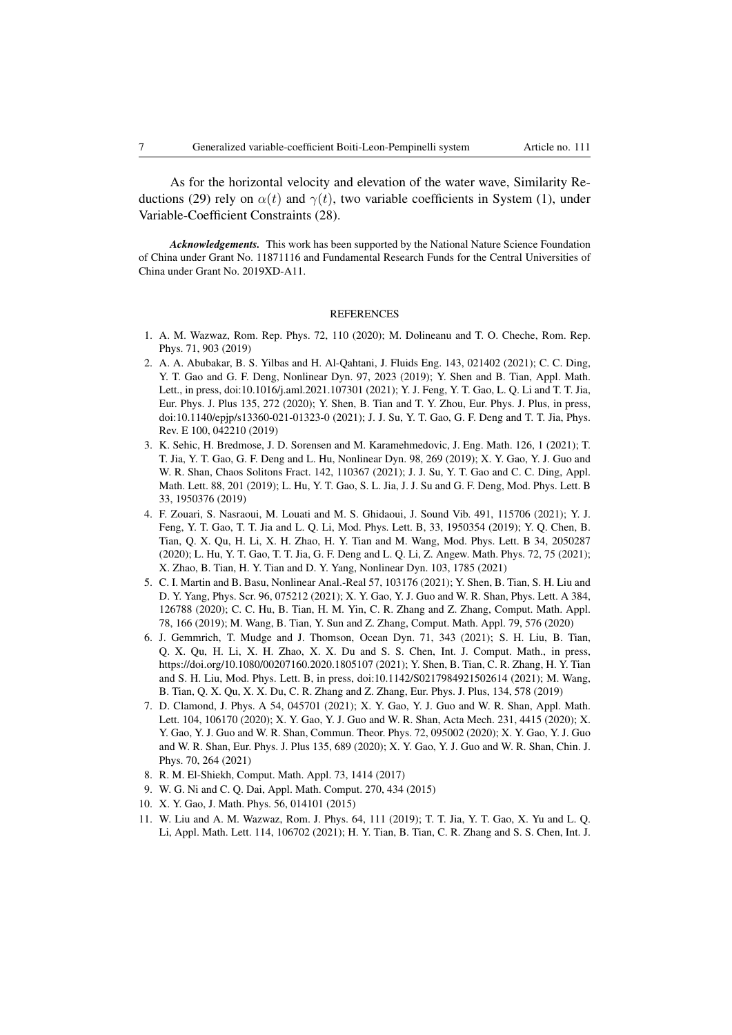As for the horizontal velocity and elevation of the water wave, Similarity Reductions (29) rely on $\alpha(t)$ and $\gamma(t)$, two variable coefficients in System (1), under Variable-Coefficient Constraints (28).

***Acknowledgements.*** This work has been supported by the National Nature Science Foundation of China under Grant No. 11871116 and Fundamental Research Funds for the Central Universities of China under Grant No. 2019XD-A11.

## REFERENCES

1. A. M. Wazwaz, Rom. Rep. Phys. 72, 110 (2020); M. Dolineanu and T. O. Cheche, Rom. Rep. Phys. 71, 903 (2019)
2. A. A. Abubakar, B. S. Yilbas and H. Al-Qahtani, J. Fluids Eng. 143, 021402 (2021); C. C. Ding, Y. T. Gao and G. F. Deng, Nonlinear Dyn. 97, 2023 (2019); Y. Shen and B. Tian, Appl. Math. Lett., in press, doi:10.1016/j.aml.2021.107301 (2021); Y. J. Feng, Y. T. Gao, L. Q. Li and T. T. Jia, Eur. Phys. J. Plus 135, 272 (2020); Y. Shen, B. Tian and T. Y. Zhou, Eur. Phys. J. Plus, in press, doi:10.1140/epjp/s13360-021-01323-0 (2021); J. J. Su, Y. T. Gao, G. F. Deng and T. T. Jia, Phys. Rev. E 100, 042210 (2019)
3. K. Sehic, H. Bredmose, J. D. Sorensen and M. Karamehmedovic, J. Eng. Math. 126, 1 (2021); T. T. Jia, Y. T. Gao, G. F. Deng and L. Hu, Nonlinear Dyn. 98, 269 (2019); X. Y. Gao, Y. J. Guo and W. R. Shan, Chaos Solitons Fract. 142, 110367 (2021); J. J. Su, Y. T. Gao and C. C. Ding, Appl. Math. Lett. 88, 201 (2019); L. Hu, Y. T. Gao, S. L. Jia, J. J. Su and G. F. Deng, Mod. Phys. Lett. B 33, 1950376 (2019)
4. F. Zouari, S. Nasraoui, M. Louati and M. S. Ghidaoui, J. Sound Vib. 491, 115706 (2021); Y. J. Feng, Y. T. Gao, T. T. Jia and L. Q. Li, Mod. Phys. Lett. B, 33, 1950354 (2019); Y. Q. Chen, B. Tian, Q. X. Qu, H. Li, X. H. Zhao, H. Y. Tian and M. Wang, Mod. Phys. Lett. B 34, 2050287 (2020); L. Hu, Y. T. Gao, T. T. Jia, G. F. Deng and L. Q. Li, Z. Angew. Math. Phys. 72, 75 (2021); X. Zhao, B. Tian, H. Y. Tian and D. Y. Yang, Nonlinear Dyn. 103, 1785 (2021)
5. C. I. Martin and B. Basu, Nonlinear Anal.-Real 57, 103176 (2021); Y. Shen, B. Tian, S. H. Liu and D. Y. Yang, Phys. Scr. 96, 075212 (2021); X. Y. Gao, Y. J. Guo and W. R. Shan, Phys. Lett. A 384, 126788 (2020); C. C. Hu, B. Tian, H. M. Yin, C. R. Zhang and Z. Zhang, Comput. Math. Appl. 78, 166 (2019); M. Wang, B. Tian, Y. Sun and Z. Zhang, Comput. Math. Appl. 79, 576 (2020)
6. J. Gemmrich, T. Mudge and J. Thomson, Ocean Dyn. 71, 343 (2021); S. H. Liu, B. Tian, Q. X. Qu, H. Li, X. H. Zhao, X. X. Du and S. S. Chen, Int. J. Comput. Math., in press, https://doi.org/10.1080/00207160.2020.1805107 (2021); Y. Shen, B. Tian, C. R. Zhang, H. Y. Tian and S. H. Liu, Mod. Phys. Lett. B, in press, doi:10.1142/S0217984921502614 (2021); M. Wang, B. Tian, Q. X. Qu, X. X. Du, C. R. Zhang and Z. Zhang, Eur. Phys. J. Plus, 134, 578 (2019)
7. D. Clamond, J. Phys. A 54, 045701 (2021); X. Y. Gao, Y. J. Guo and W. R. Shan, Appl. Math. Lett. 104, 106170 (2020); X. Y. Gao, Y. J. Guo and W. R. Shan, Acta Mech. 231, 4415 (2020); X. Y. Gao, Y. J. Guo and W. R. Shan, Commun. Theor. Phys. 72, 095002 (2020); X. Y. Gao, Y. J. Guo and W. R. Shan, Eur. Phys. J. Plus 135, 689 (2020); X. Y. Gao, Y. J. Guo and W. R. Shan, Chin. J. Phys. 70, 264 (2021)
8. R. M. El-Shiekh, Comput. Math. Appl. 73, 1414 (2017)
9. W. G. Ni and C. Q. Dai, Appl. Math. Comput. 270, 434 (2015)
10. X. Y. Gao, J. Math. Phys. 56, 014101 (2015)
11. W. Liu and A. M. Wazwaz, Rom. J. Phys. 64, 111 (2019); T. T. Jia, Y. T. Gao, X. Yu and L. Q. Li, Appl. Math. Lett. 114, 106702 (2021); H. Y. Tian, B. Tian, C. R. Zhang and S. S. Chen, Int. J.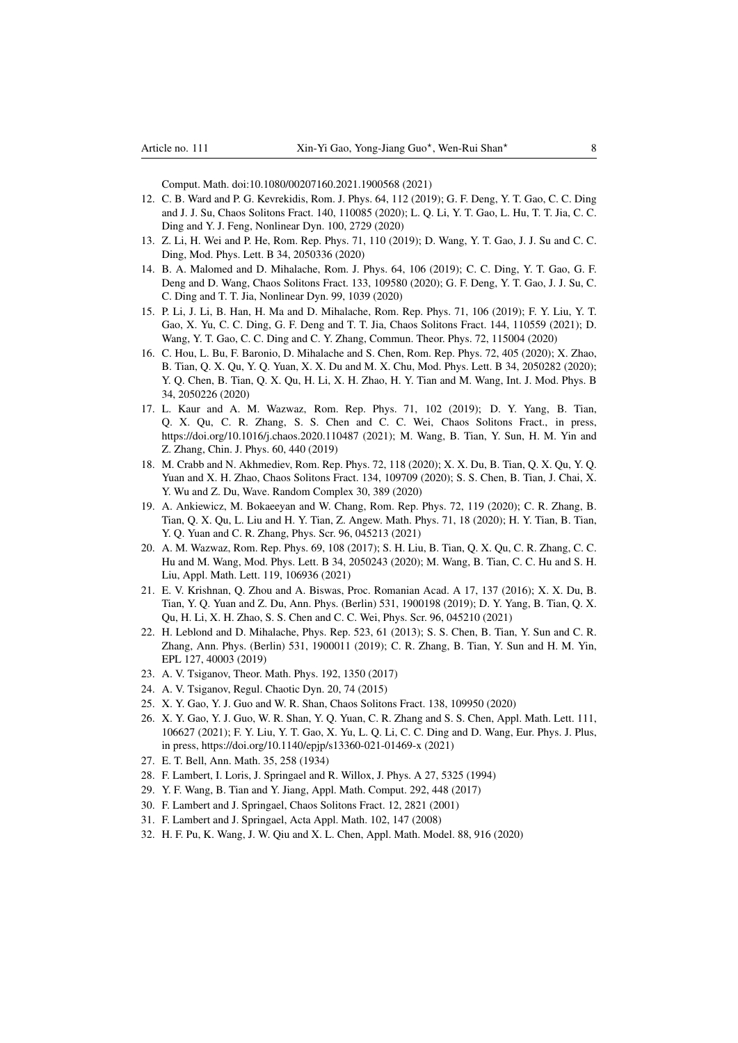Comput. Math. doi:10.1080/00207160.2021.1900568 (2021)

12. C. B. Ward and P. G. Kevrekidis, Rom. J. Phys. 64, 112 (2019); G. F. Deng, Y. T. Gao, C. C. Ding and J. J. Su, Chaos Solitons Fract. 140, 110085 (2020); L. Q. Li, Y. T. Gao, L. Hu, T. T. Jia, C. C. Ding and Y. J. Feng, Nonlinear Dyn. 100, 2729 (2020)
13. Z. Li, H. Wei and P. He, Rom. Rep. Phys. 71, 110 (2019); D. Wang, Y. T. Gao, J. J. Su and C. C. Ding, Mod. Phys. Lett. B 34, 2050336 (2020)
14. B. A. Malomed and D. Mihalache, Rom. J. Phys. 64, 106 (2019); C. C. Ding, Y. T. Gao, G. F. Deng and D. Wang, Chaos Solitons Fract. 133, 109580 (2020); G. F. Deng, Y. T. Gao, J. J. Su, C. C. Ding and T. T. Jia, Nonlinear Dyn. 99, 1039 (2020)
15. P. Li, J. Li, B. Han, H. Ma and D. Mihalache, Rom. Rep. Phys. 71, 106 (2019); F. Y. Liu, Y. T. Gao, X. Yu, C. C. Ding, G. F. Deng and T. T. Jia, Chaos Solitons Fract. 144, 110559 (2021); D. Wang, Y. T. Gao, C. C. Ding and C. Y. Zhang, Commun. Theor. Phys. 72, 115004 (2020)
16. C. Hou, L. Bu, F. Baronio, D. Mihalache and S. Chen, Rom. Rep. Phys. 72, 405 (2020); X. Zhao, B. Tian, Q. X. Qu, Y. Q. Yuan, X. X. Du and M. X. Chu, Mod. Phys. Lett. B 34, 2050282 (2020); Y. Q. Chen, B. Tian, Q. X. Qu, H. Li, X. H. Zhao, H. Y. Tian and M. Wang, Int. J. Mod. Phys. B 34, 2050226 (2020)
17. L. Kaur and A. M. Wazwaz, Rom. Rep. Phys. 71, 102 (2019); D. Y. Yang, B. Tian, Q. X. Qu, C. R. Zhang, S. S. Chen and C. C. Wei, Chaos Solitons Fract., in press, https://doi.org/10.1016/j.chaos.2020.110487 (2021); M. Wang, B. Tian, Y. Sun, H. M. Yin and Z. Zhang, Chin. J. Phys. 60, 440 (2019)
18. M. Crabb and N. Akhmediev, Rom. Rep. Phys. 72, 118 (2020); X. X. Du, B. Tian, Q. X. Qu, Y. Q. Yuan and X. H. Zhao, Chaos Solitons Fract. 134, 109709 (2020); S. S. Chen, B. Tian, J. Chai, X. Y. Wu and Z. Du, Wave. Random Complex 30, 389 (2020)
19. A. Ankiewicz, M. Bokaeeyan and W. Chang, Rom. Rep. Phys. 72, 119 (2020); C. R. Zhang, B. Tian, Q. X. Qu, L. Liu and H. Y. Tian, Z. Angew. Math. Phys. 71, 18 (2020); H. Y. Tian, B. Tian, Y. Q. Yuan and C. R. Zhang, Phys. Scr. 96, 045213 (2021)
20. A. M. Wazwaz, Rom. Rep. Phys. 69, 108 (2017); S. H. Liu, B. Tian, Q. X. Qu, C. R. Zhang, C. C. Hu and M. Wang, Mod. Phys. Lett. B 34, 2050243 (2020); M. Wang, B. Tian, C. C. Hu and S. H. Liu, Appl. Math. Lett. 119, 106936 (2021)
21. E. V. Krishnan, Q. Zhou and A. Biswas, Proc. Romanian Acad. A 17, 137 (2016); X. X. Du, B. Tian, Y. Q. Yuan and Z. Du, Ann. Phys. (Berlin) 531, 1900198 (2019); D. Y. Yang, B. Tian, Q. X. Qu, H. Li, X. H. Zhao, S. S. Chen and C. C. Wei, Phys. Scr. 96, 045210 (2021)
22. H. Leblond and D. Mihalache, Phys. Rep. 523, 61 (2013); S. S. Chen, B. Tian, Y. Sun and C. R. Zhang, Ann. Phys. (Berlin) 531, 1900011 (2019); C. R. Zhang, B. Tian, Y. Sun and H. M. Yin, EPL 127, 40003 (2019)
23. A. V. Tsiganov, Theor. Math. Phys. 192, 1350 (2017)
24. A. V. Tsiganov, Regul. Chaotic Dyn. 20, 74 (2015)
25. X. Y. Gao, Y. J. Guo and W. R. Shan, Chaos Solitons Fract. 138, 109950 (2020)
26. X. Y. Gao, Y. J. Guo, W. R. Shan, Y. Q. Yuan, C. R. Zhang and S. S. Chen, Appl. Math. Lett. 111, 106627 (2021); F. Y. Liu, Y. T. Gao, X. Yu, L. Q. Li, C. C. Ding and D. Wang, Eur. Phys. J. Plus, in press, https://doi.org/10.1140/epjp/s13360-021-01469-x (2021)
27. E. T. Bell, Ann. Math. 35, 258 (1934)
28. F. Lambert, I. Loris, J. Springael and R. Willox, J. Phys. A 27, 5325 (1994)
29. Y. F. Wang, B. Tian and Y. Jiang, Appl. Math. Comput. 292, 448 (2017)
30. F. Lambert and J. Springael, Chaos Solitons Fract. 12, 2821 (2001)
31. F. Lambert and J. Springael, Acta Appl. Math. 102, 147 (2008)
32. H. F. Pu, K. Wang, J. W. Qiu and X. L. Chen, Appl. Math. Model. 88, 916 (2020)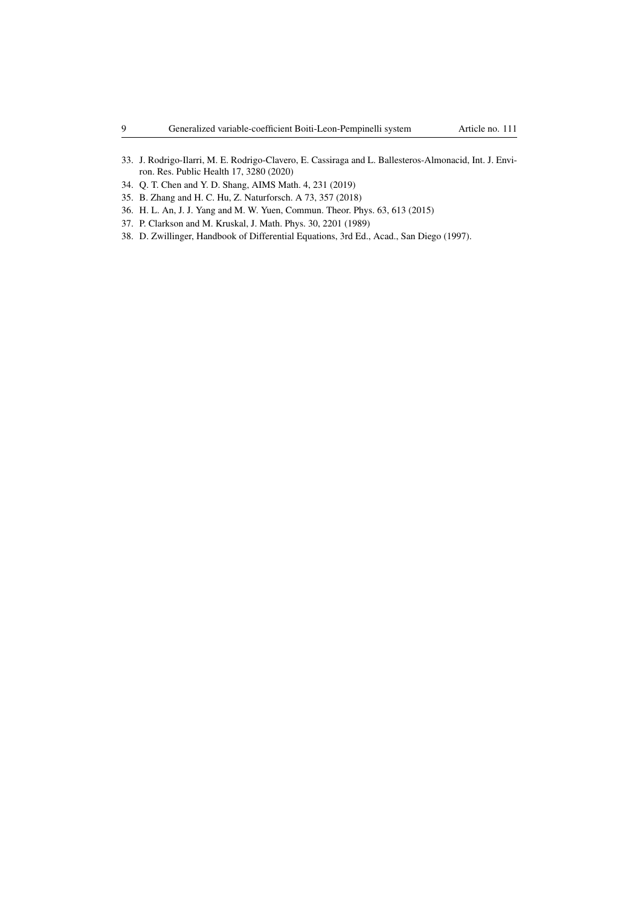33. J. Rodrigo-Ilarri, M. E. Rodrigo-Clavero, E. Cassiraga and L. Ballesteros-Almonacid, Int. J. Environ. Res. Public Health 17, 3280 (2020)
34. Q. T. Chen and Y. D. Shang, AIMS Math. 4, 231 (2019)
35. B. Zhang and H. C. Hu, Z. Naturforsch. A 73, 357 (2018)
36. H. L. An, J. J. Yang and M. W. Yuen, Commun. Theor. Phys. 63, 613 (2015)
37. P. Clarkson and M. Kruskal, J. Math. Phys. 30, 2201 (1989)
38. D. Zwillinger, Handbook of Differential Equations, 3rd Ed., Acad., San Diego (1997).